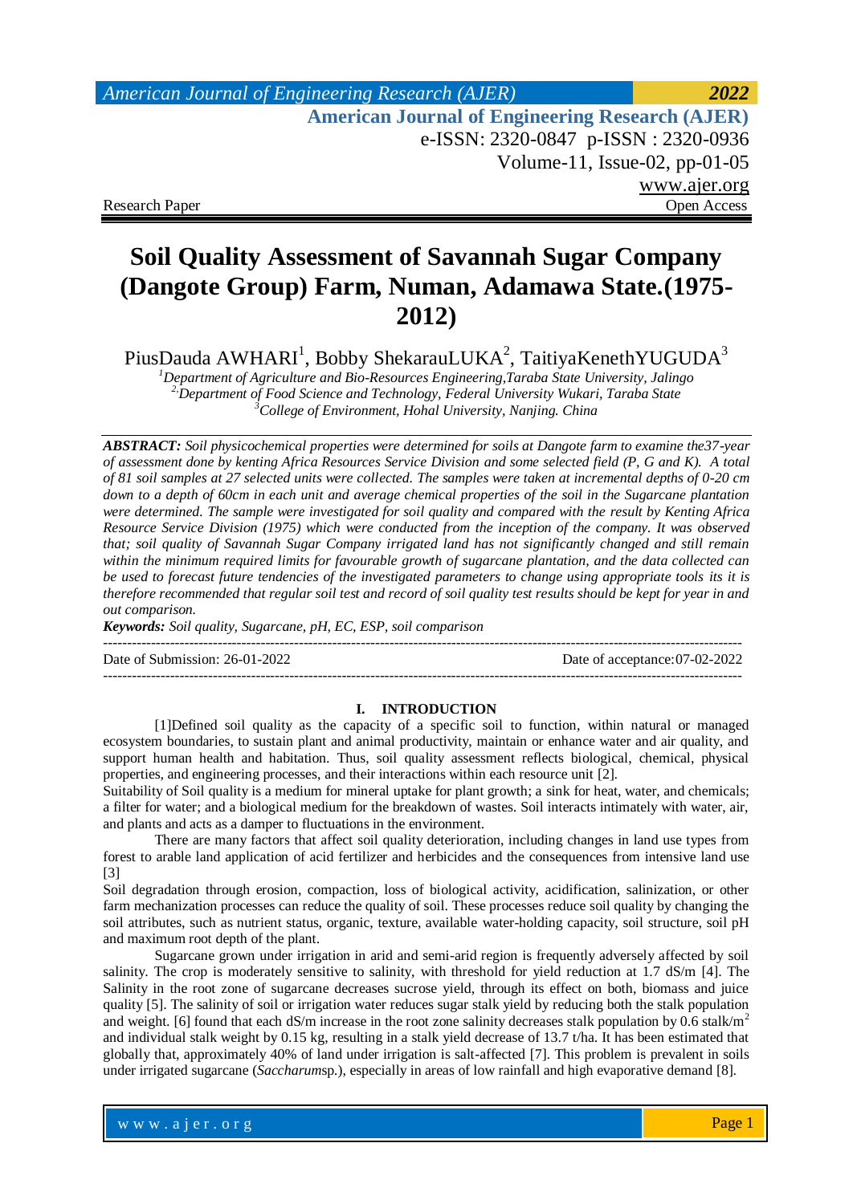# Soil Quality Assessment of Savannah Sugar Company (Dangote Group) Farm, Numan, Adamawa State.(1975-2012)

PiusDauda AWHARI[1], Bobby ShekarauLUKA[2], TaitiyaKenethYUGUDA[3]

[1]Department of Agriculture and Bio-Resources Engineering,Taraba State University, Jalingo
[2]Department of Food Science and Technology, Federal University Wukari, Taraba State
[3]College of Environment, Hohal University, Nanjing. China

***ABSTRACT:*** *Soil physicochemical properties were determined for soils at Dangote farm to examine the37-year of assessment done by kenting Africa Resources Service Division and some selected field (P, G and K). A total of 81 soil samples at 27 selected units were collected. The samples were taken at incremental depths of 0-20 cm down to a depth of 60cm in each unit and average chemical properties of the soil in the Sugarcane plantation were determined. The sample were investigated for soil quality and compared with the result by Kenting Africa Resource Service Division (1975) which were conducted from the inception of the company. It was observed that; soil quality of Savannah Sugar Company irrigated land has not significantly changed and still remain within the minimum required limits for favourable growth of sugarcane plantation, and the data collected can be used to forecast future tendencies of the investigated parameters to change using appropriate tools its it is therefore recommended that regular soil test and record of soil quality test results should be kept for year in and out comparison.*

***Keywords:*** *Soil quality, Sugarcane, pH, EC, ESP, soil comparison*

Date of Submission: 26-01-2022 Date of acceptance:07-02-2022

## I. INTRODUCTION

[1]Defined soil quality as the capacity of a specific soil to function, within natural or managed ecosystem boundaries, to sustain plant and animal productivity, maintain or enhance water and air quality, and support human health and habitation. Thus, soil quality assessment reflects biological, chemical, physical properties, and engineering processes, and their interactions within each resource unit [2].

Suitability of Soil quality is a medium for mineral uptake for plant growth; a sink for heat, water, and chemicals; a filter for water; and a biological medium for the breakdown of wastes. Soil interacts intimately with water, air, and plants and acts as a damper to fluctuations in the environment.

There are many factors that affect soil quality deterioration, including changes in land use types from forest to arable land application of acid fertilizer and herbicides and the consequences from intensive land use [3]

Soil degradation through erosion, compaction, loss of biological activity, acidification, salinization, or other farm mechanization processes can reduce the quality of soil. These processes reduce soil quality by changing the soil attributes, such as nutrient status, organic, texture, available water-holding capacity, soil structure, soil pH and maximum root depth of the plant.

Sugarcane grown under irrigation in arid and semi-arid region is frequently adversely affected by soil salinity. The crop is moderately sensitive to salinity, with threshold for yield reduction at 1.7 dS/m [4]. The Salinity in the root zone of sugarcane decreases sucrose yield, through its effect on both, biomass and juice quality [5]. The salinity of soil or irrigation water reduces sugar stalk yield by reducing both the stalk population and weight. [6] found that each dS/m increase in the root zone salinity decreases stalk population by 0.6 stalk/$m^2$ and individual stalk weight by 0.15 kg, resulting in a stalk yield decrease of 13.7 t/ha. It has been estimated that globally that, approximately 40% of land under irrigation is salt-affected [7]. This problem is prevalent in soils under irrigated sugarcane (*Saccharum*sp.), especially in areas of low rainfall and high evaporative demand [8].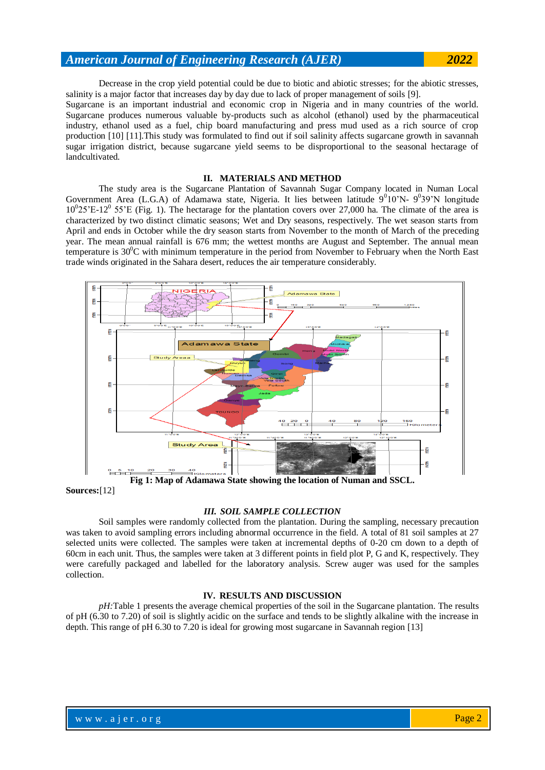Decrease in the crop yield potential could be due to biotic and abiotic stresses; for the abiotic stresses, salinity is a major factor that increases day by day due to lack of proper management of soils [9].

Sugarcane is an important industrial and economic crop in Nigeria and in many countries of the world. Sugarcane produces numerous valuable by-products such as alcohol (ethanol) used by the pharmaceutical industry, ethanol used as a fuel, chip board manufacturing and press mud used as a rich source of crop production [10] [11].This study was formulated to find out if soil salinity affects sugarcane growth in savannah sugar irrigation district, because sugarcane yield seems to be disproportional to the seasonal hectarage of landcultivated.

## II. MATERIALS AND METHOD

The study area is the Sugarcane Plantation of Savannah Sugar Company located in Numan Local Government Area (L.G.A) of Adamawa state, Nigeria. It lies between latitude $9^0$10'N- $9^0$39'N longitude $10^0$25'E-$12^0$ 55'E (Fig. 1). The hectarage for the plantation covers over 27,000 ha. The climate of the area is characterized by two distinct climatic seasons; Wet and Dry seasons, respectively. The wet season starts from April and ends in October while the dry season starts from November to the month of March of the preceding year. The mean annual rainfall is 676 mm; the wettest months are August and September. The annual mean temperature is $30^0$C with minimum temperature in the period from November to February when the North East trade winds originated in the Sahara desert, reduces the air temperature considerably.

**Fig 1: Map of Adamawa State showing the location of Numan and SSCL.**

**Sources:**[12]

## *III. SOIL SAMPLE COLLECTION*

Soil samples were randomly collected from the plantation. During the sampling, necessary precaution was taken to avoid sampling errors including abnormal occurrence in the field. A total of 81 soil samples at 27 selected units were collected. The samples were taken at incremental depths of 0-20 cm down to a depth of 60cm in each unit. Thus, the samples were taken at 3 different points in field plot P, G and K, respectively. They were carefully packaged and labelled for the laboratory analysis. Screw auger was used for the samples collection.

## IV. RESULTS AND DISCUSSION

*pH:*Table 1 presents the average chemical properties of the soil in the Sugarcane plantation. The results of pH (6.30 to 7.20) of soil is slightly acidic on the surface and tends to be slightly alkaline with the increase in depth. This range of pH 6.30 to 7.20 is ideal for growing most sugarcane in Savannah region [13]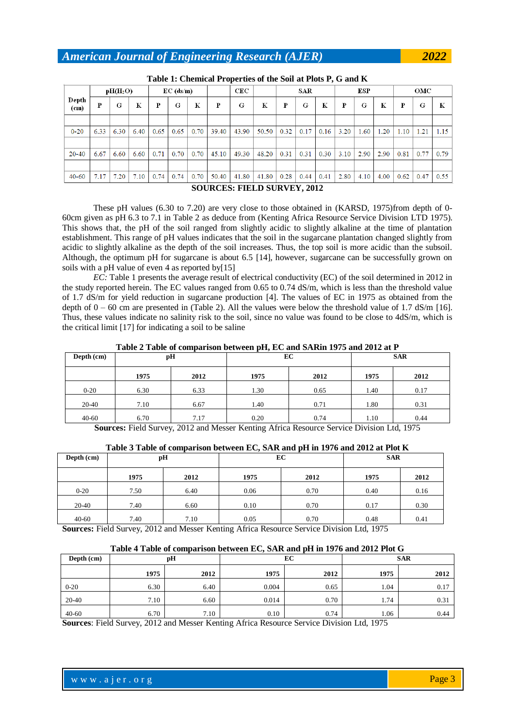**Table 1: Chemical Properties of the Soil at Plots P, G and K**

| Depth (cm) | pH($H_2O$) | | | EC (ds/m) | | | CEC | | | SAR | | | ESP | | | OMC | | |
|---|---|---|---|---|---|---|---|---|---|---|---|---|---|---|---|---|---|---|
| | P | G | K | P | G | K | P | G | K | P | G | K | P | G | K | P | G | K |
| 0-20 | 6.33 | 6.30 | 6.40 | 0.65 | 0.65 | 0.70 | 39.40 | 43.90 | 50.50 | 0.32 | 0.17 | 0.16 | 3.20 | 1.60 | 1.20 | 1.10 | 1.21 | 1.15 |
| 20-40 | 6.67 | 6.60 | 6.60 | 0.71 | 0.70 | 0.70 | 45.10 | 49.30 | 48.20 | 0.31 | 0.31 | 0.30 | 3.10 | 2.90 | 2.90 | 0.81 | 0.77 | 0.79 |
| 40-60 | 7.17 | 7.20 | 7.10 | 0.74 | 0.74 | 0.70 | 50.40 | 41.80 | 41.80 | 0.28 | 0.44 | 0.41 | 2.80 | 4.10 | 4.00 | 0.62 | 0.47 | 0.55 |

**SOURCES: FIELD SURVEY, 2012**

These pH values (6.30 to 7.20) are very close to those obtained in (KARSD, 1975)from depth of 0-60cm given as pH 6.3 to 7.1 in Table 2 as deduce from (Kenting Africa Resource Service Division LTD 1975). This shows that, the pH of the soil ranged from slightly acidic to slightly alkaline at the time of plantation establishment. This range of pH values indicates that the soil in the sugarcane plantation changed slightly from acidic to slightly alkaline as the depth of the soil increases. Thus, the top soil is more acidic than the subsoil. Although, the optimum pH for sugarcane is about 6.5 [14], however, sugarcane can be successfully grown on soils with a pH value of even 4 as reported by[15]

*EC:* Table 1 presents the average result of electrical conductivity (EC) of the soil determined in 2012 in the study reported herein. The EC values ranged from 0.65 to 0.74 dS/m, which is less than the threshold value of 1.7 dS/m for yield reduction in sugarcane production [4]. The values of EC in 1975 as obtained from the depth of 0 – 60 cm are presented in (Table 2). All the values were below the threshold value of 1.7 dS/m [16]. Thus, these values indicate no salinity risk to the soil, since no value was found to be close to 4dS/m, which is the critical limit [17] for indicating a soil to be saline

**Table 2 Table of comparison between pH, EC and SARin 1975 and 2012 at P**

| Depth (cm) | pH | | EC | | SAR | |
|---|---|---|---|---|---|---|
| | 1975 | 2012 | 1975 | 2012 | 1975 | 2012 |
| 0-20 | 6.30 | 6.33 | 1.30 | 0.65 | 1.40 | 0.17 |
| 20-40 | 7.10 | 6.67 | 1.40 | 0.71 | 1.80 | 0.31 |
| 40-60 | 6.70 | 7.17 | 0.20 | 0.74 | 1.10 | 0.44 |

**Sources:** Field Survey, 2012 and Messer Kenting Africa Resource Service Division Ltd, 1975

**Table 3 Table of comparison between EC, SAR and pH in 1976 and 2012 at Plot K**

| Depth (cm) | pH | | EC | | SAR | |
|---|---|---|---|---|---|---|
| | 1975 | 2012 | 1975 | 2012 | 1975 | 2012 |
| 0-20 | 7.50 | 6.40 | 0.06 | 0.70 | 0.40 | 0.16 |
| 20-40 | 7.40 | 6.60 | 0.10 | 0.70 | 0.17 | 0.30 |
| 40-60 | 7.40 | 7.10 | 0.05 | 0.70 | 0.48 | 0.41 |

**Sources:** Field Survey, 2012 and Messer Kenting Africa Resource Service Division Ltd, 1975

**Table 4 Table of comparison between EC, SAR and pH in 1976 and 2012 Plot G**

| Depth (cm) | pH | | EC | | SAR | |
|---|---|---|---|---|---|---|
| | 1975 | 2012 | 1975 | 2012 | 1975 | 2012 |
| 0-20 | 6.30 | 6.40 | 0.004 | 0.65 | 1.04 | 0.17 |
| 20-40 | 7.10 | 6.60 | 0.014 | 0.70 | 1.74 | 0.31 |
| 40-60 | 6.70 | 7.10 | 0.10 | 0.74 | 1.06 | 0.44 |

**Sources**: Field Survey, 2012 and Messer Kenting Africa Resource Service Division Ltd, 1975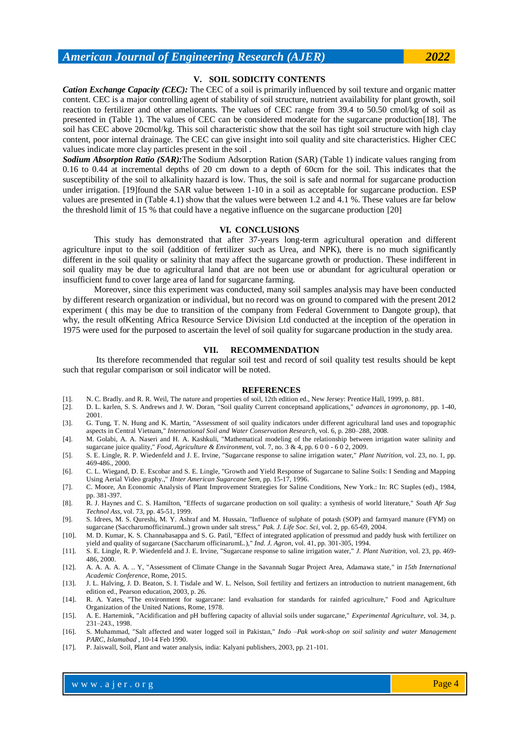## V. SOIL SODICITY CONTENTS

***Cation Exchange Capacity (CEC):*** The CEC of a soil is primarily influenced by soil texture and organic matter content. CEC is a major controlling agent of stability of soil structure, nutrient availability for plant growth, soil reaction to fertilizer and other ameliorants. The values of CEC range from 39.4 to 50.50 cmol/kg of soil as presented in (Table 1). The values of CEC can be considered moderate for the sugarcane production[18]. The soil has CEC above 20cmol/kg. This soil characteristic show that the soil has tight soil structure with high clay content, poor internal drainage. The CEC can give insight into soil quality and site characteristics. Higher CEC values indicate more clay particles present in the soil .

***Sodium Absorption Ratio (SAR):***The Sodium Adsorption Ration (SAR) (Table 1) indicate values ranging from 0.16 to 0.44 at incremental depths of 20 cm down to a depth of 60cm for the soil. This indicates that the susceptibility of the soil to alkalinity hazard is low. Thus, the soil is safe and normal for sugarcane production under irrigation. [19]found the SAR value between 1-10 in a soil as acceptable for sugarcane production. ESP values are presented in (Table 4.1) show that the values were between 1.2 and 4.1 %. These values are far below the threshold limit of 15 % that could have a negative influence on the sugarcane production [20]

## VI. CONCLUSIONS

This study has demonstrated that after 37-years long-term agricultural operation and different agriculture input to the soil (addition of fertilizer such as Urea, and NPK), there is no much significantly different in the soil quality or salinity that may affect the sugarcane growth or production. These indifferent in soil quality may be due to agricultural land that are not been use or abundant for agricultural operation or insufficient fund to cover large area of land for sugarcane farming.

Moreover, since this experiment was conducted, many soil samples analysis may have been conducted by different research organization or individual, but no record was on ground to compared with the present 2012 experiment ( this may be due to transition of the company from Federal Government to Dangote group), that why, the result ofKenting Africa Resource Service Division Ltd conducted at the inception of the operation in 1975 were used for the purposed to ascertain the level of soil quality for sugarcane production in the study area.

## VII. RECOMMENDATION

Its therefore recommended that regular soil test and record of soil quality test results should be kept such that regular comparison or soil indicator will be noted.

## REFERENCES

[1]. N. C. Bradly. and R. R. Weil, The nature and properties of soil, 12th edition ed., New Jersey: Prentice Hall, 1999, p. 881.

[2]. D. L. karlen, S. S. Andrews and J. W. Doran, "Soil quality Current conceptsand applications," *advances in agrononomy*, pp. 1-40, 2001.

[3]. G. Tung, T. N. Hung and K. Martin, "Assessment of soil quality indicators under different agricultural land uses and topographic aspects in Central Vietnam," *International Soil and Water Conservation Research*, vol. 6, p. 280–288, 2008.

[4]. M. Golabi, A. A. Naseri and H. A. Kashkuli, "Mathematical modeling of the relationship between irrigation water salinity and sugarcane juice quality," *Food, Agriculture & Environment*, vol. 7, no. 3 & 4, pp. 6 0 0 - 6 0 2, 2009.

[5]. S. E. Lingle, R. P. Wiedenfeld and J. E. Irvine, "Sugarcane response to saline irrigation water," *Plant Nutrition*, vol. 23, no. 1, pp. 469-486., 2000.

[6]. C. L. Wiegand, D. E. Escobar and S. E. Lingle, "Growth and Yield Response of Sugarcane to Saline Soils: I Sending and Mapping Using Aerial Video graphy.," *IInter American Sugarcane Sem*, pp. 15-17, 1996.

[7]. C. Moore, An Economic Analysis of Plant Improvement Strategies for Saline Conditions, New York.: In: RC Staples (ed)., 1984, pp. 381-397.

[8]. R. J. Haynes and C. S. Hamilton, "Effects of sugarcane production on soil quality: a synthesis of world literature," *South Afr Sug Technol Ass*, vol. 73, pp. 45-51, 1999.

[9]. S. Idrees, M. S. Qureshi, M. Y. Ashraf and M. Hussain, "Influence of sulphate of potash (SOP) and farmyard manure (FYM) on sugarcane (SaccharumofficinarumL.) grown under salt stress," *Pak. J. Life Soc. Sci*, vol. 2, pp. 65-69, 2004.

[10]. M. D. Kumar, K. S. Channabasappa and S. G. Patil, "Effect of integrated application of pressmud and paddy husk with fertilizer on yield and quality of sugarcane (Saccharum officinarumL.)," *Ind. J. Agron*, vol. 41, pp. 301-305, 1994.

[11]. S. E. Lingle, R. P. Wiedenfeld and J. E. Irvine, "Sugarcane response to saline irrigation water," *J. Plant Nutrition*, vol. 23, pp. 469-486, 2000.

[12]. A. A. A. A. A. .. Y, "Assessment of Climate Change in the Savannah Sugar Project Area, Adamawa state," in *15th International Academic Conference*, Rome, 2015.

[13]. J. L. Halving, J. D. Beaton, S. I. Tisdale and W. L. Nelson, Soil fertility and fertizers an introduction to nutrient management, 6th edition ed., Pearson education, 2003, p. 26.

[14]. R. A. Yates, "The environment for sugarcane: land evaluation for standards for rainfed agriculture," Food and Agriculture Organization of the United Nations, Rome, 1978.

[15]. A. E. Hartemink, "Acidification and pH buffering capacity of alluvial soils under sugarcane," *Experimental Agriculture*, vol. 34, p. 231–243., 1998.

[16]. S. Muhammad, "Salt affected and water logged soil in Pakistan," *Indo –Pak work-shop on soil salinity and water Management PARC, Islamabad* , 10-14 Feb 1990.

[17]. P. Jaiswall, Soil, Plant and water analysis, india: Kalyani publishers, 2003, pp. 21-101.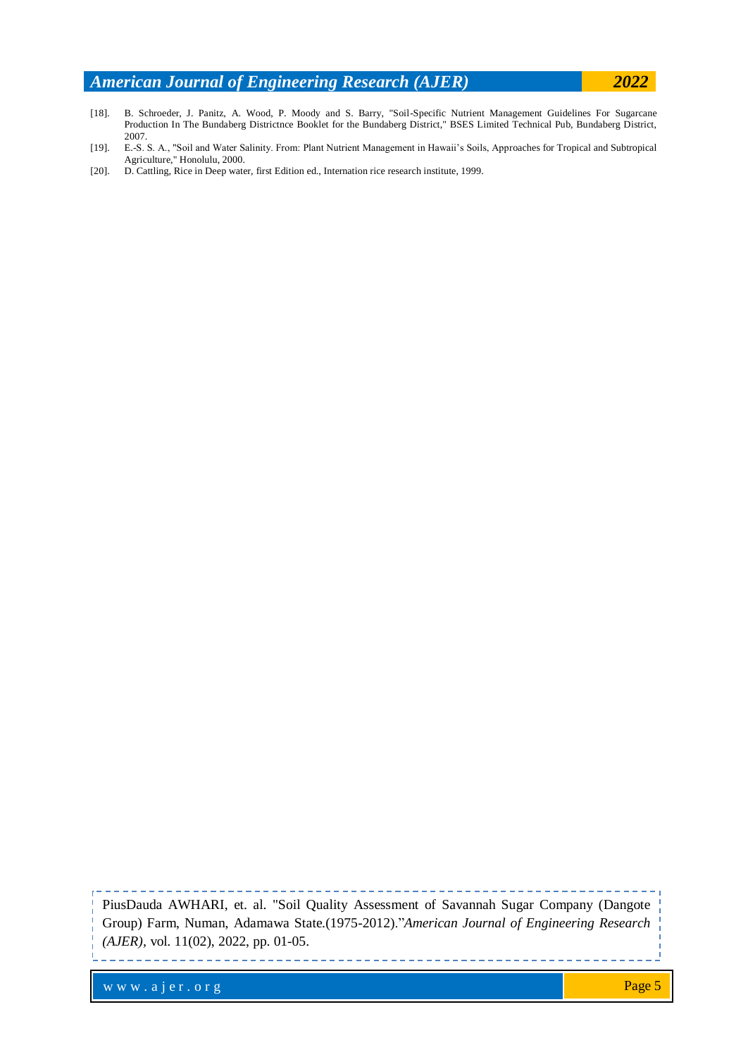[18]. B. Schroeder, J. Panitz, A. Wood, P. Moody and S. Barry, "Soil-Specific Nutrient Management Guidelines For Sugarcane Production In The Bundaberg Districtnce Booklet for the Bundaberg District," BSES Limited Technical Pub, Bundaberg District, 2007.

[19]. E.-S. S. A., "Soil and Water Salinity. From: Plant Nutrient Management in Hawaii's Soils, Approaches for Tropical and Subtropical Agriculture," Honolulu, 2000.

[20]. D. Cattling, Rice in Deep water, first Edition ed., Internation rice research institute, 1999.

PiusDauda AWHARI, et. al. "Soil Quality Assessment of Savannah Sugar Company (Dangote Group) Farm, Numan, Adamawa State.(1975-2012)."*American Journal of Engineering Research (AJER)*, vol. 11(02), 2022, pp. 01-05.